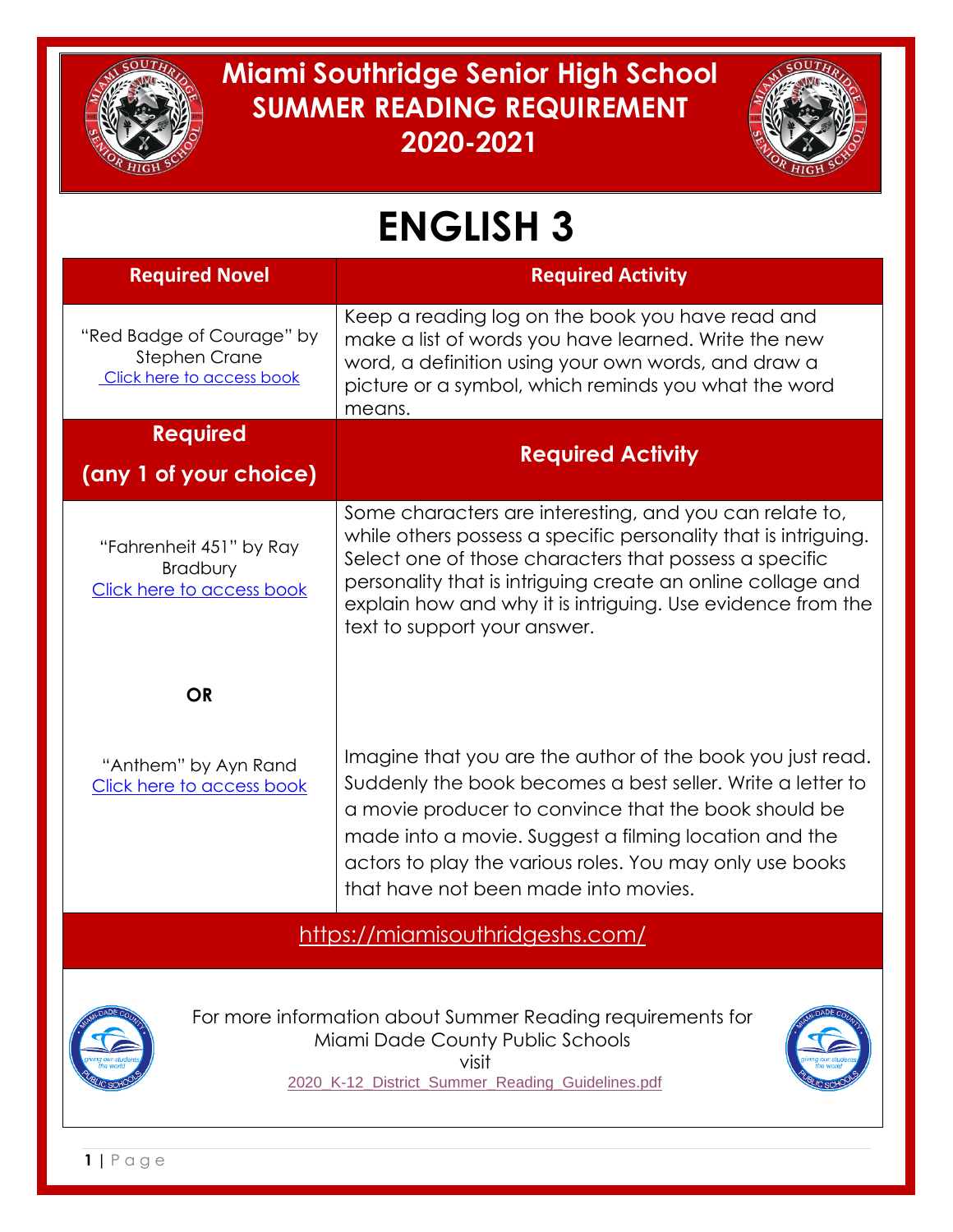# Miami Southridge Senior High School
# SUMMER READING REQUIREMENT
# 2020-2021

# ENGLISH 3

| Required Novel | Required Activity |
| --- | --- |
| "Red Badge of Courage" by Stephen Crane<br>Click here to access book | Keep a reading log on the book you have read and make a list of words you have learned. Write the new word, a definition using your own words, and draw a picture or a symbol, which reminds you what the word means. |
| **Required (any 1 of your choice)** | **Required Activity** |
| "Fahrenheit 451" by Ray Bradbury<br>Click here to access book<br><br>**OR**<br><br>"Anthem" by Ayn Rand<br>Click here to access book | Some characters are interesting, and you can relate to, while others possess a specific personality that is intriguing. Select one of those characters that possess a specific personality that is intriguing create an online collage and explain how and why it is intriguing. Use evidence from the text to support your answer.<br><br>Imagine that you are the author of the book you just read. Suddenly the book becomes a best seller. Write a letter to a movie producer to convince that the book should be made into a movie. Suggest a filming location and the actors to play the various roles. You may only use books that have not been made into movies. |

https://miamisouthridgeshs.com/

For more information about Summer Reading requirements for Miami Dade County Public Schools visit
2020_K-12_District_Summer_Reading_Guidelines.pdf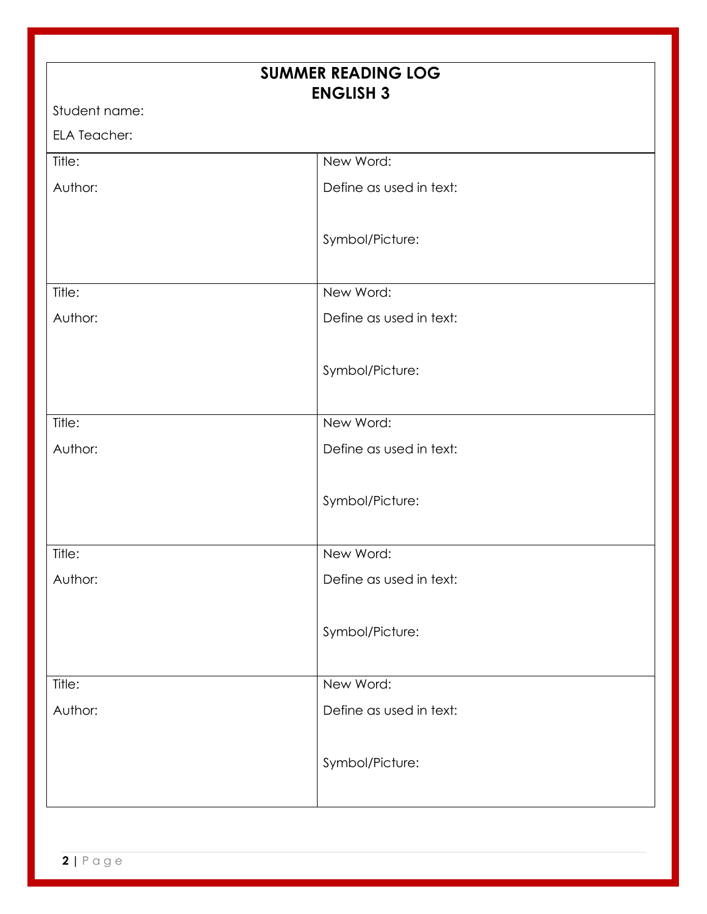# SUMMER READING LOG
## ENGLISH 3

Student name:

ELA Teacher:

| Title:<br>Author: | New Word:<br>Define as used in text:<br><br>Symbol/Picture: |
|---|---|
| Title:<br>Author: | New Word:<br>Define as used in text:<br><br>Symbol/Picture: |
| Title:<br>Author: | New Word:<br>Define as used in text:<br><br>Symbol/Picture: |
| Title:<br>Author: | New Word:<br>Define as used in text:<br><br>Symbol/Picture: |
| Title:<br>Author: | New Word:<br>Define as used in text:<br><br>Symbol/Picture: |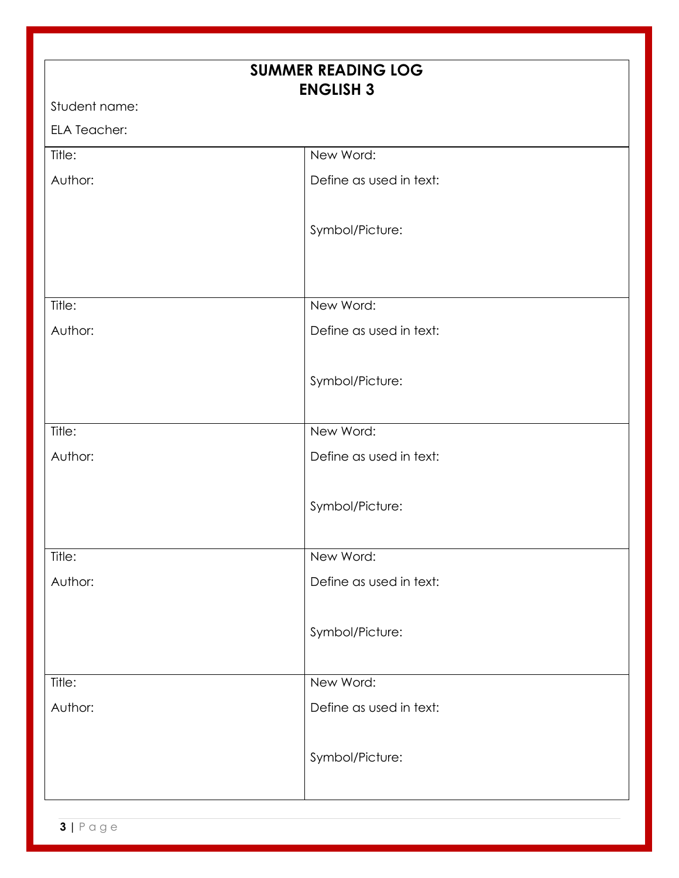**SUMMER READING LOG**
**ENGLISH 3**

Student name:

ELA Teacher:

| | |
|---|---|
| Title:<br><br>Author: | New Word:<br><br>Define as used in text:<br><br>Symbol/Picture: |
| Title:<br><br>Author: | New Word:<br><br>Define as used in text:<br><br>Symbol/Picture: |
| Title:<br><br>Author: | New Word:<br><br>Define as used in text:<br><br>Symbol/Picture: |
| Title:<br><br>Author: | New Word:<br><br>Define as used in text:<br><br>Symbol/Picture: |
| Title:<br><br>Author: | New Word:<br><br>Define as used in text:<br><br>Symbol/Picture: |